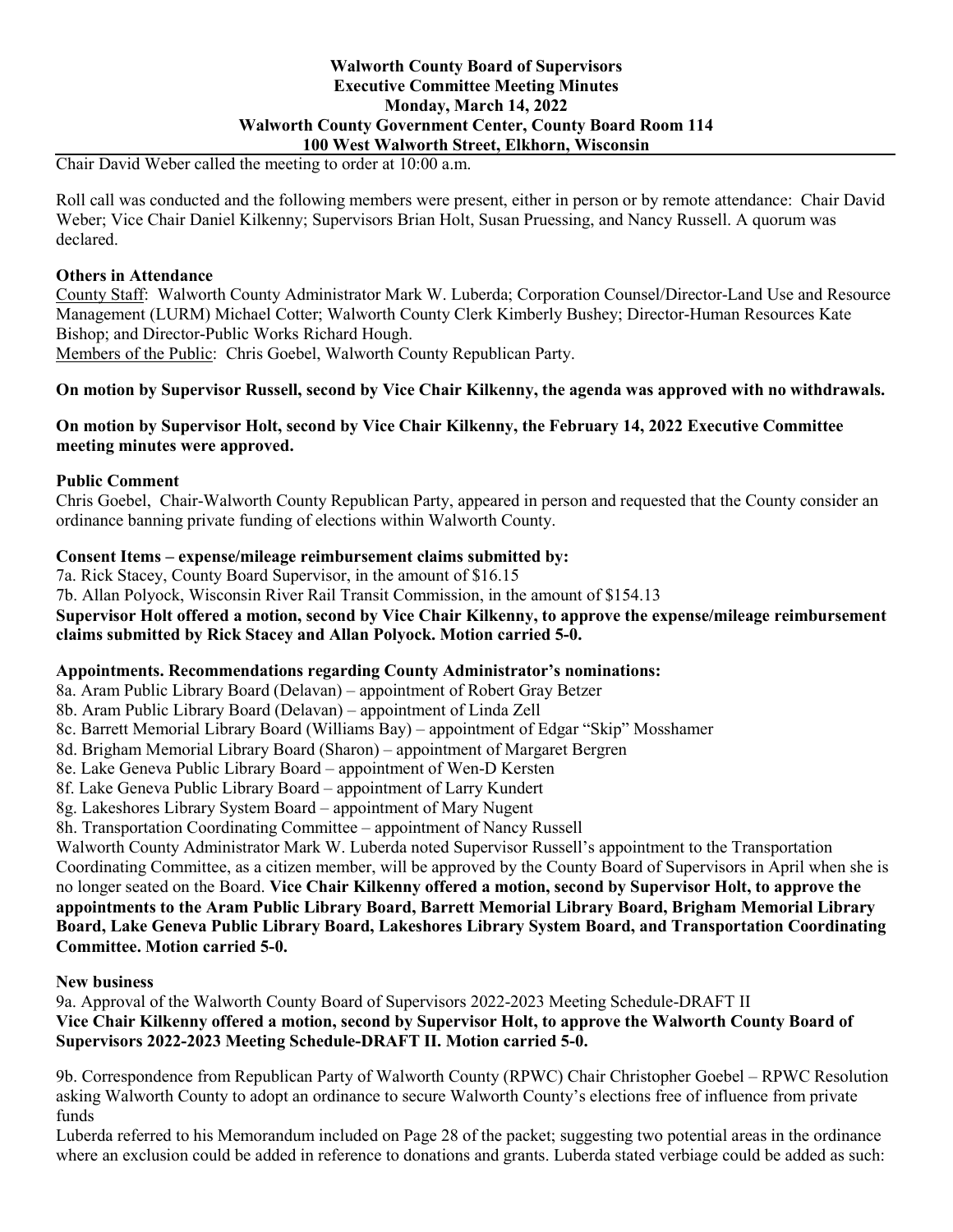# Walworth County Board of Supervisors
## Executive Committee Meeting Minutes
### Monday, March 14, 2022
### Walworth County Government Center, County Board Room 114
### 100 West Walworth Street, Elkhorn, Wisconsin

Chair David Weber called the meeting to order at 10:00 a.m.

Roll call was conducted and the following members were present, either in person or by remote attendance: Chair David Weber; Vice Chair Daniel Kilkenny; Supervisors Brian Holt, Susan Pruessing, and Nancy Russell. A quorum was declared.

**Others in Attendance**

County Staff: Walworth County Administrator Mark W. Luberda; Corporation Counsel/Director-Land Use and Resource Management (LURM) Michael Cotter; Walworth County Clerk Kimberly Bushey; Director-Human Resources Kate Bishop; and Director-Public Works Richard Hough.

Members of the Public: Chris Goebel, Walworth County Republican Party.

**On motion by Supervisor Russell, second by Vice Chair Kilkenny, the agenda was approved with no withdrawals.**

**On motion by Supervisor Holt, second by Vice Chair Kilkenny, the February 14, 2022 Executive Committee meeting minutes were approved.**

**Public Comment**

Chris Goebel, Chair-Walworth County Republican Party, appeared in person and requested that the County consider an ordinance banning private funding of elections within Walworth County.

**Consent Items – expense/mileage reimbursement claims submitted by:**

7a. Rick Stacey, County Board Supervisor, in the amount of $16.15

7b. Allan Polyock, Wisconsin River Rail Transit Commission, in the amount of $154.13

**Supervisor Holt offered a motion, second by Vice Chair Kilkenny, to approve the expense/mileage reimbursement claims submitted by Rick Stacey and Allan Polyock. Motion carried 5-0.**

**Appointments. Recommendations regarding County Administrator's nominations:**

8a. Aram Public Library Board (Delavan) – appointment of Robert Gray Betzer

8b. Aram Public Library Board (Delavan) – appointment of Linda Zell

8c. Barrett Memorial Library Board (Williams Bay) – appointment of Edgar "Skip" Mosshamer

8d. Brigham Memorial Library Board (Sharon) – appointment of Margaret Bergren

8e. Lake Geneva Public Library Board – appointment of Wen-D Kersten

8f. Lake Geneva Public Library Board – appointment of Larry Kundert

8g. Lakeshores Library System Board – appointment of Mary Nugent

8h. Transportation Coordinating Committee – appointment of Nancy Russell

Walworth County Administrator Mark W. Luberda noted Supervisor Russell's appointment to the Transportation Coordinating Committee, as a citizen member, will be approved by the County Board of Supervisors in April when she is no longer seated on the Board. **Vice Chair Kilkenny offered a motion, second by Supervisor Holt, to approve the appointments to the Aram Public Library Board, Barrett Memorial Library Board, Brigham Memorial Library Board, Lake Geneva Public Library Board, Lakeshores Library System Board, and Transportation Coordinating Committee. Motion carried 5-0.**

**New business**

9a. Approval of the Walworth County Board of Supervisors 2022-2023 Meeting Schedule-DRAFT II

**Vice Chair Kilkenny offered a motion, second by Supervisor Holt, to approve the Walworth County Board of Supervisors 2022-2023 Meeting Schedule-DRAFT II. Motion carried 5-0.**

9b. Correspondence from Republican Party of Walworth County (RPWC) Chair Christopher Goebel – RPWC Resolution asking Walworth County to adopt an ordinance to secure Walworth County's elections free of influence from private funds

Luberda referred to his Memorandum included on Page 28 of the packet; suggesting two potential areas in the ordinance where an exclusion could be added in reference to donations and grants. Luberda stated verbiage could be added as such: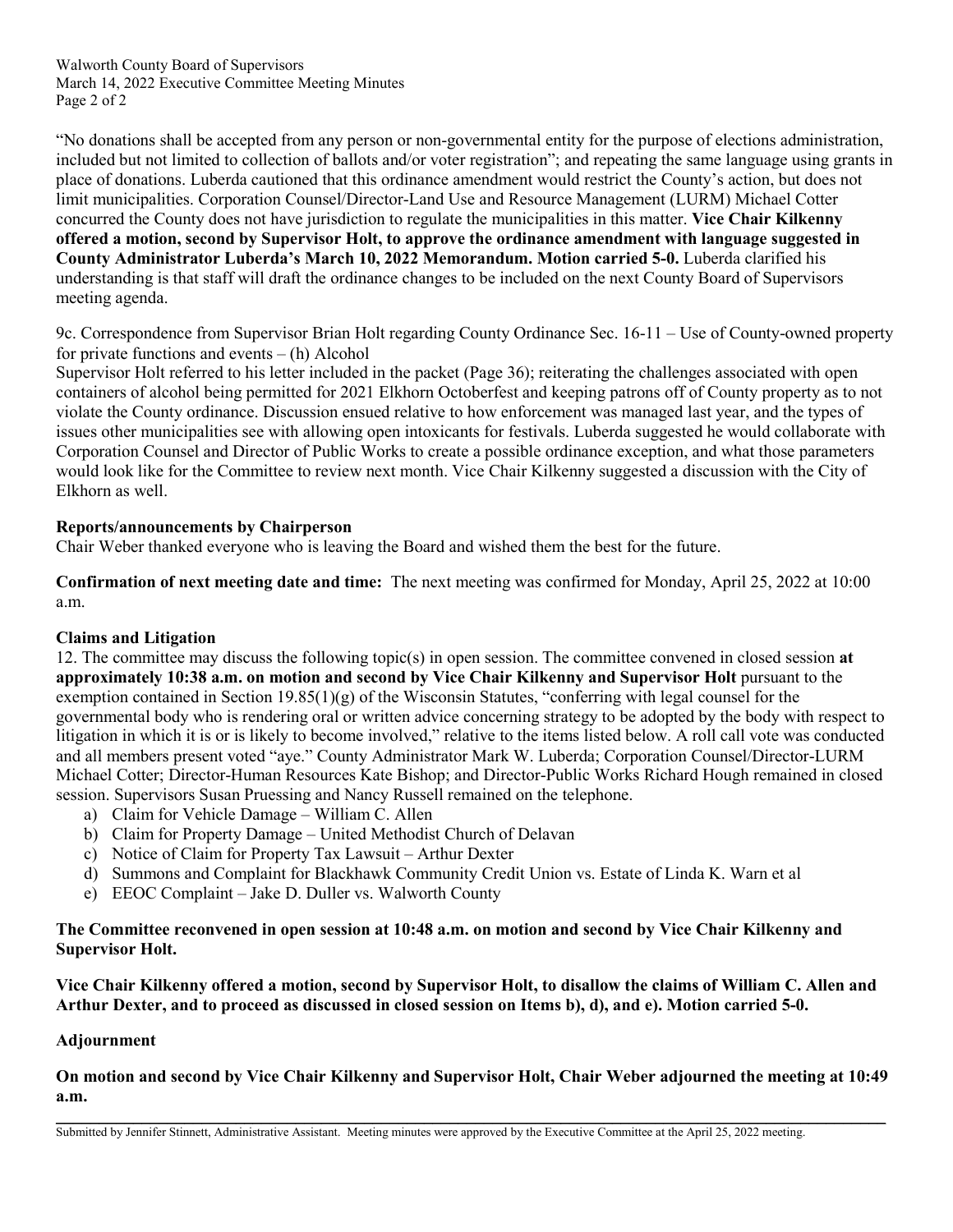"No donations shall be accepted from any person or non-governmental entity for the purpose of elections administration, included but not limited to collection of ballots and/or voter registration"; and repeating the same language using grants in place of donations. Luberda cautioned that this ordinance amendment would restrict the County's action, but does not limit municipalities. Corporation Counsel/Director-Land Use and Resource Management (LURM) Michael Cotter concurred the County does not have jurisdiction to regulate the municipalities in this matter. **Vice Chair Kilkenny offered a motion, second by Supervisor Holt, to approve the ordinance amendment with language suggested in County Administrator Luberda's March 10, 2022 Memorandum. Motion carried 5-0.** Luberda clarified his understanding is that staff will draft the ordinance changes to be included on the next County Board of Supervisors meeting agenda.

9c. Correspondence from Supervisor Brian Holt regarding County Ordinance Sec. 16-11 – Use of County-owned property for private functions and events – (h) Alcohol

Supervisor Holt referred to his letter included in the packet (Page 36); reiterating the challenges associated with open containers of alcohol being permitted for 2021 Elkhorn Octoberfest and keeping patrons off of County property as to not violate the County ordinance. Discussion ensued relative to how enforcement was managed last year, and the types of issues other municipalities see with allowing open intoxicants for festivals. Luberda suggested he would collaborate with Corporation Counsel and Director of Public Works to create a possible ordinance exception, and what those parameters would look like for the Committee to review next month. Vice Chair Kilkenny suggested a discussion with the City of Elkhorn as well.

**Reports/announcements by Chairperson**

Chair Weber thanked everyone who is leaving the Board and wished them the best for the future.

**Confirmation of next meeting date and time:** The next meeting was confirmed for Monday, April 25, 2022 at 10:00 a.m.

**Claims and Litigation**

12. The committee may discuss the following topic(s) in open session. The committee convened in closed session **at approximately 10:38 a.m. on motion and second by Vice Chair Kilkenny and Supervisor Holt** pursuant to the exemption contained in Section 19.85(1)(g) of the Wisconsin Statutes, "conferring with legal counsel for the governmental body who is rendering oral or written advice concerning strategy to be adopted by the body with respect to litigation in which it is or is likely to become involved," relative to the items listed below. A roll call vote was conducted and all members present voted "aye." County Administrator Mark W. Luberda; Corporation Counsel/Director-LURM Michael Cotter; Director-Human Resources Kate Bishop; and Director-Public Works Richard Hough remained in closed session. Supervisors Susan Pruessing and Nancy Russell remained on the telephone.

a) Claim for Vehicle Damage – William C. Allen
b) Claim for Property Damage – United Methodist Church of Delavan
c) Notice of Claim for Property Tax Lawsuit – Arthur Dexter
d) Summons and Complaint for Blackhawk Community Credit Union vs. Estate of Linda K. Warn et al
e) EEOC Complaint – Jake D. Duller vs. Walworth County

**The Committee reconvened in open session at 10:48 a.m. on motion and second by Vice Chair Kilkenny and Supervisor Holt.**

**Vice Chair Kilkenny offered a motion, second by Supervisor Holt, to disallow the claims of William C. Allen and Arthur Dexter, and to proceed as discussed in closed session on Items b), d), and e). Motion carried 5-0.**

**Adjournment**

**On motion and second by Vice Chair Kilkenny and Supervisor Holt, Chair Weber adjourned the meeting at 10:49 a.m.**

---

Submitted by Jennifer Stinnett, Administrative Assistant. Meeting minutes were approved by the Executive Committee at the April 25, 2022 meeting.